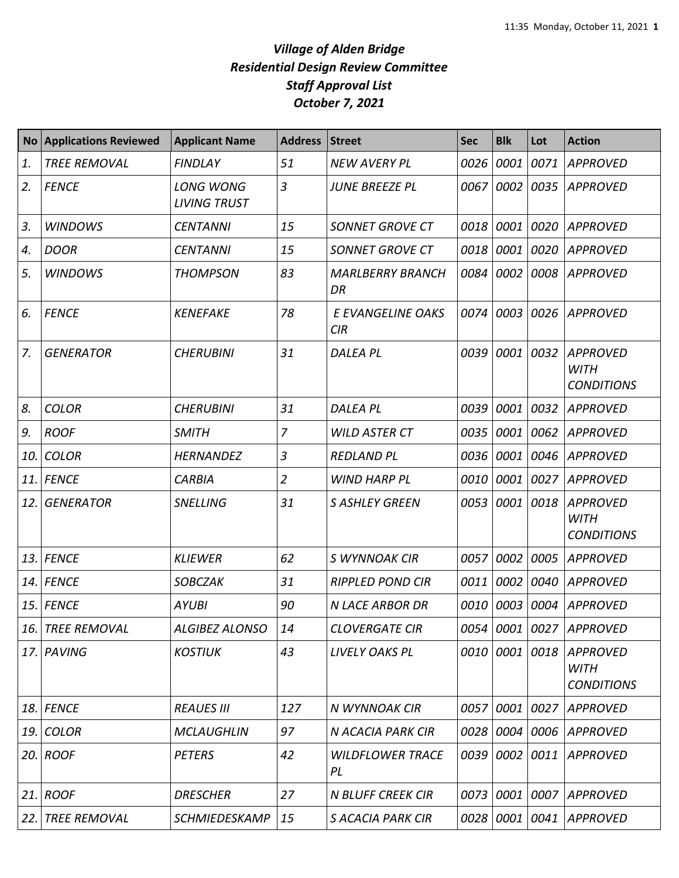# *Village of Alden Bridge*
# *Residential Design Review Committee*
# *Staff Approval List*
# *October 7, 2021*

| No | Applications Reviewed | Applicant Name | Address | Street | Sec | Blk | Lot | Action |
|---|---|---|---|---|---|---|---|---|
| *1.* | *TREE REMOVAL* | *FINDLAY* | *51* | *NEW AVERY PL* | *0026* | *0001* | *0071* | *APPROVED* |
| *2.* | *FENCE* | *LONG WONG LIVING TRUST* | *3* | *JUNE BREEZE PL* | *0067* | *0002* | *0035* | *APPROVED* |
| *3.* | *WINDOWS* | *CENTANNI* | *15* | *SONNET GROVE CT* | *0018* | *0001* | *0020* | *APPROVED* |
| *4.* | *DOOR* | *CENTANNI* | *15* | *SONNET GROVE CT* | *0018* | *0001* | *0020* | *APPROVED* |
| *5.* | *WINDOWS* | *THOMPSON* | *83* | *MARLBERRY BRANCH DR* | *0084* | *0002* | *0008* | *APPROVED* |
| *6.* | *FENCE* | *KENEFAKE* | *78* | *E EVANGELINE OAKS CIR* | *0074* | *0003* | *0026* | *APPROVED* |
| *7.* | *GENERATOR* | *CHERUBINI* | *31* | *DALEA PL* | *0039* | *0001* | *0032* | *APPROVED WITH CONDITIONS* |
| *8.* | *COLOR* | *CHERUBINI* | *31* | *DALEA PL* | *0039* | *0001* | *0032* | *APPROVED* |
| *9.* | *ROOF* | *SMITH* | *7* | *WILD ASTER CT* | *0035* | *0001* | *0062* | *APPROVED* |
| *10.* | *COLOR* | *HERNANDEZ* | *3* | *REDLAND PL* | *0036* | *0001* | *0046* | *APPROVED* |
| *11.* | *FENCE* | *CARBIA* | *2* | *WIND HARP PL* | *0010* | *0001* | *0027* | *APPROVED* |
| *12.* | *GENERATOR* | *SNELLING* | *31* | *S ASHLEY GREEN* | *0053* | *0001* | *0018* | *APPROVED WITH CONDITIONS* |
| *13.* | *FENCE* | *KLIEWER* | *62* | *S WYNNOAK CIR* | *0057* | *0002* | *0005* | *APPROVED* |
| *14.* | *FENCE* | *SOBCZAK* | *31* | *RIPPLED POND CIR* | *0011* | *0002* | *0040* | *APPROVED* |
| *15.* | *FENCE* | *AYUBI* | *90* | *N LACE ARBOR DR* | *0010* | *0003* | *0004* | *APPROVED* |
| *16.* | *TREE REMOVAL* | *ALGIBEZ ALONSO* | *14* | *CLOVERGATE CIR* | *0054* | *0001* | *0027* | *APPROVED* |
| *17.* | *PAVING* | *KOSTIUK* | *43* | *LIVELY OAKS PL* | *0010* | *0001* | *0018* | *APPROVED WITH CONDITIONS* |
| *18.* | *FENCE* | *REAUES III* | *127* | *N WYNNOAK CIR* | *0057* | *0001* | *0027* | *APPROVED* |
| *19.* | *COLOR* | *MCLAUGHLIN* | *97* | *N ACACIA PARK CIR* | *0028* | *0004* | *0006* | *APPROVED* |
| *20.* | *ROOF* | *PETERS* | *42* | *WILDFLOWER TRACE PL* | *0039* | *0002* | *0011* | *APPROVED* |
| *21.* | *ROOF* | *DRESCHER* | *27* | *N BLUFF CREEK CIR* | *0073* | *0001* | *0007* | *APPROVED* |
| *22.* | *TREE REMOVAL* | *SCHMIEDESKAMP* | *15* | *S ACACIA PARK CIR* | *0028* | *0001* | *0041* | *APPROVED* |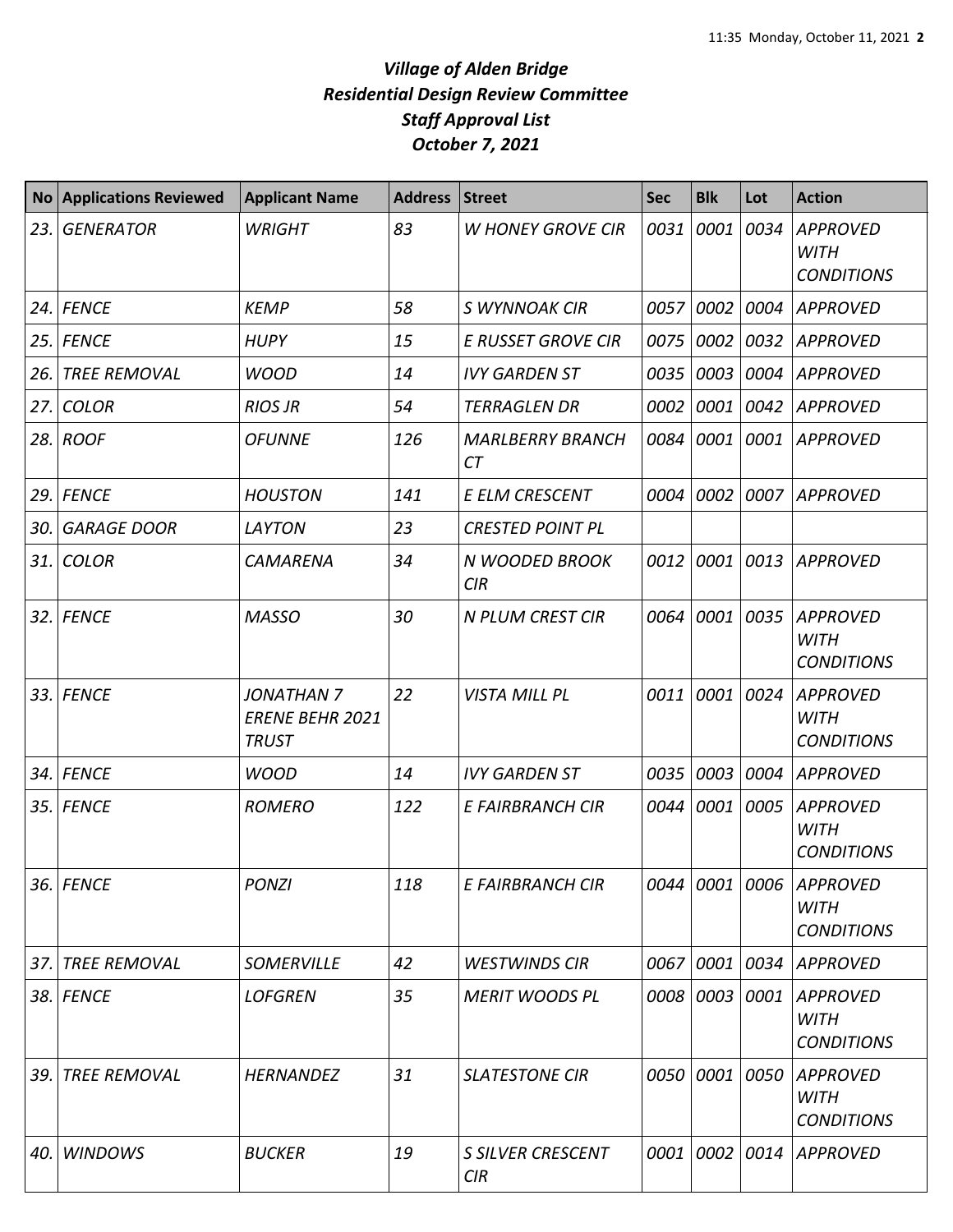# *Village of Alden Bridge*
# *Residential Design Review Committee*
# *Staff Approval List*
# *October 7, 2021*

| No | Applications Reviewed | Applicant Name | Address | Street | Sec | Blk | Lot | Action |
|---|---|---|---|---|---|---|---|---|
| 23. | GENERATOR | WRIGHT | 83 | W HONEY GROVE CIR | 0031 | 0001 | 0034 | APPROVED WITH CONDITIONS |
| 24. | FENCE | KEMP | 58 | S WYNNOAK CIR | 0057 | 0002 | 0004 | APPROVED |
| 25. | FENCE | HUPY | 15 | E RUSSET GROVE CIR | 0075 | 0002 | 0032 | APPROVED |
| 26. | TREE REMOVAL | WOOD | 14 | IVY GARDEN ST | 0035 | 0003 | 0004 | APPROVED |
| 27. | COLOR | RIOS JR | 54 | TERRAGLEN DR | 0002 | 0001 | 0042 | APPROVED |
| 28. | ROOF | OFUNNE | 126 | MARLBERRY BRANCH CT | 0084 | 0001 | 0001 | APPROVED |
| 29. | FENCE | HOUSTON | 141 | E ELM CRESCENT | 0004 | 0002 | 0007 | APPROVED |
| 30. | GARAGE DOOR | LAYTON | 23 | CRESTED POINT PL | | | | |
| 31. | COLOR | CAMARENA | 34 | N WOODED BROOK CIR | 0012 | 0001 | 0013 | APPROVED |
| 32. | FENCE | MASSO | 30 | N PLUM CREST CIR | 0064 | 0001 | 0035 | APPROVED WITH CONDITIONS |
| 33. | FENCE | JONATHAN 7 ERENE BEHR 2021 TRUST | 22 | VISTA MILL PL | 0011 | 0001 | 0024 | APPROVED WITH CONDITIONS |
| 34. | FENCE | WOOD | 14 | IVY GARDEN ST | 0035 | 0003 | 0004 | APPROVED |
| 35. | FENCE | ROMERO | 122 | E FAIRBRANCH CIR | 0044 | 0001 | 0005 | APPROVED WITH CONDITIONS |
| 36. | FENCE | PONZI | 118 | E FAIRBRANCH CIR | 0044 | 0001 | 0006 | APPROVED WITH CONDITIONS |
| 37. | TREE REMOVAL | SOMERVILLE | 42 | WESTWINDS CIR | 0067 | 0001 | 0034 | APPROVED |
| 38. | FENCE | LOFGREN | 35 | MERIT WOODS PL | 0008 | 0003 | 0001 | APPROVED WITH CONDITIONS |
| 39. | TREE REMOVAL | HERNANDEZ | 31 | SLATESTONE CIR | 0050 | 0001 | 0050 | APPROVED WITH CONDITIONS |
| 40. | WINDOWS | BUCKER | 19 | S SILVER CRESCENT CIR | 0001 | 0002 | 0014 | APPROVED |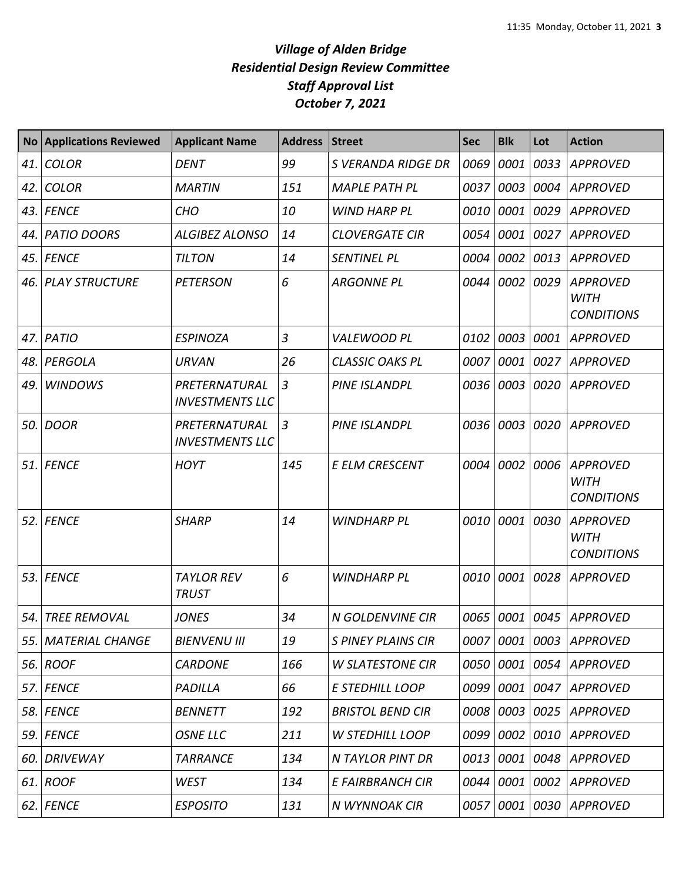# *Village of Alden Bridge*
# *Residential Design Review Committee*
# *Staff Approval List*
# *October 7, 2021*

| No | Applications Reviewed | Applicant Name | Address | Street | Sec | Blk | Lot | Action |
|---|---|---|---|---|---|---|---|---|
| 41. | COLOR | DENT | 99 | S VERANDA RIDGE DR | 0069 | 0001 | 0033 | APPROVED |
| 42. | COLOR | MARTIN | 151 | MAPLE PATH PL | 0037 | 0003 | 0004 | APPROVED |
| 43. | FENCE | CHO | 10 | WIND HARP PL | 0010 | 0001 | 0029 | APPROVED |
| 44. | PATIO DOORS | ALGIBEZ ALONSO | 14 | CLOVERGATE CIR | 0054 | 0001 | 0027 | APPROVED |
| 45. | FENCE | TILTON | 14 | SENTINEL PL | 0004 | 0002 | 0013 | APPROVED |
| 46. | PLAY STRUCTURE | PETERSON | 6 | ARGONNE PL | 0044 | 0002 | 0029 | APPROVED WITH CONDITIONS |
| 47. | PATIO | ESPINOZA | 3 | VALEWOOD PL | 0102 | 0003 | 0001 | APPROVED |
| 48. | PERGOLA | URVAN | 26 | CLASSIC OAKS PL | 0007 | 0001 | 0027 | APPROVED |
| 49. | WINDOWS | PRETERNATURAL INVESTMENTS LLC | 3 | PINE ISLANDPL | 0036 | 0003 | 0020 | APPROVED |
| 50. | DOOR | PRETERNATURAL INVESTMENTS LLC | 3 | PINE ISLANDPL | 0036 | 0003 | 0020 | APPROVED |
| 51. | FENCE | HOYT | 145 | E ELM CRESCENT | 0004 | 0002 | 0006 | APPROVED WITH CONDITIONS |
| 52. | FENCE | SHARP | 14 | WINDHARP PL | 0010 | 0001 | 0030 | APPROVED WITH CONDITIONS |
| 53. | FENCE | TAYLOR REV TRUST | 6 | WINDHARP PL | 0010 | 0001 | 0028 | APPROVED |
| 54. | TREE REMOVAL | JONES | 34 | N GOLDENVINE CIR | 0065 | 0001 | 0045 | APPROVED |
| 55. | MATERIAL CHANGE | BIENVENU III | 19 | S PINEY PLAINS CIR | 0007 | 0001 | 0003 | APPROVED |
| 56. | ROOF | CARDONE | 166 | W SLATESTONE CIR | 0050 | 0001 | 0054 | APPROVED |
| 57. | FENCE | PADILLA | 66 | E STEDHILL LOOP | 0099 | 0001 | 0047 | APPROVED |
| 58. | FENCE | BENNETT | 192 | BRISTOL BEND CIR | 0008 | 0003 | 0025 | APPROVED |
| 59. | FENCE | OSNE LLC | 211 | W STEDHILL LOOP | 0099 | 0002 | 0010 | APPROVED |
| 60. | DRIVEWAY | TARRANCE | 134 | N TAYLOR PINT DR | 0013 | 0001 | 0048 | APPROVED |
| 61. | ROOF | WEST | 134 | E FAIRBRANCH CIR | 0044 | 0001 | 0002 | APPROVED |
| 62. | FENCE | ESPOSITO | 131 | N WYNNOAK CIR | 0057 | 0001 | 0030 | APPROVED |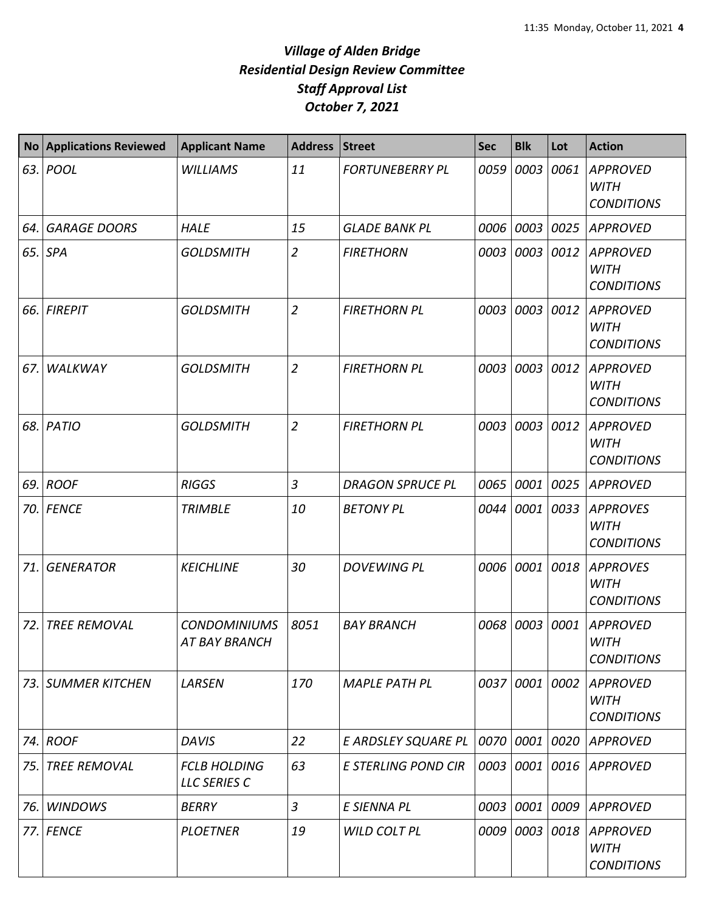# *Village of Alden Bridge*
# *Residential Design Review Committee*
# *Staff Approval List*
# *October 7, 2021*

| No | Applications Reviewed | Applicant Name | Address | Street | Sec | Blk | Lot | Action |
|---|---|---|---|---|---|---|---|---|
| 63. | POOL | WILLIAMS | 11 | FORTUNEBERRY PL | 0059 | 0003 | 0061 | APPROVED WITH CONDITIONS |
| 64. | GARAGE DOORS | HALE | 15 | GLADE BANK PL | 0006 | 0003 | 0025 | APPROVED |
| 65. | SPA | GOLDSMITH | 2 | FIRETHORN | 0003 | 0003 | 0012 | APPROVED WITH CONDITIONS |
| 66. | FIREPIT | GOLDSMITH | 2 | FIRETHORN PL | 0003 | 0003 | 0012 | APPROVED WITH CONDITIONS |
| 67. | WALKWAY | GOLDSMITH | 2 | FIRETHORN PL | 0003 | 0003 | 0012 | APPROVED WITH CONDITIONS |
| 68. | PATIO | GOLDSMITH | 2 | FIRETHORN PL | 0003 | 0003 | 0012 | APPROVED WITH CONDITIONS |
| 69. | ROOF | RIGGS | 3 | DRAGON SPRUCE PL | 0065 | 0001 | 0025 | APPROVED |
| 70. | FENCE | TRIMBLE | 10 | BETONY PL | 0044 | 0001 | 0033 | APPROVES WITH CONDITIONS |
| 71. | GENERATOR | KEICHLINE | 30 | DOVEWING PL | 0006 | 0001 | 0018 | APPROVES WITH CONDITIONS |
| 72. | TREE REMOVAL | CONDOMINIUMS AT BAY BRANCH | 8051 | BAY BRANCH | 0068 | 0003 | 0001 | APPROVED WITH CONDITIONS |
| 73. | SUMMER KITCHEN | LARSEN | 170 | MAPLE PATH PL | 0037 | 0001 | 0002 | APPROVED WITH CONDITIONS |
| 74. | ROOF | DAVIS | 22 | E ARDSLEY SQUARE PL | 0070 | 0001 | 0020 | APPROVED |
| 75. | TREE REMOVAL | FCLB HOLDING LLC SERIES C | 63 | E STERLING POND CIR | 0003 | 0001 | 0016 | APPROVED |
| 76. | WINDOWS | BERRY | 3 | E SIENNA PL | 0003 | 0001 | 0009 | APPROVED |
| 77. | FENCE | PLOETNER | 19 | WILD COLT PL | 0009 | 0003 | 0018 | APPROVED WITH CONDITIONS |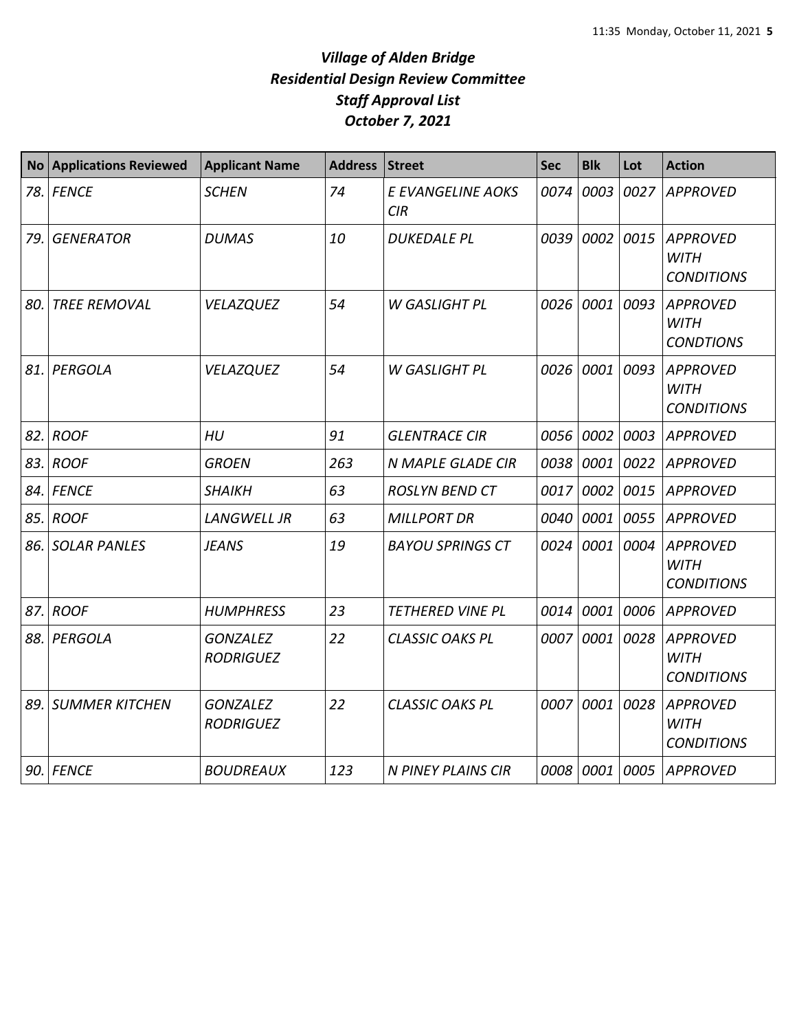# *Village of Alden Bridge*
# *Residential Design Review Committee*
# *Staff Approval List*
# *October 7, 2021*

| No | Applications Reviewed | Applicant Name | Address | Street | Sec | Blk | Lot | Action |
|---|---|---|---|---|---|---|---|---|
| 78. | FENCE | SCHEN | 74 | E EVANGELINE AOKS CIR | 0074 | 0003 | 0027 | APPROVED |
| 79. | GENERATOR | DUMAS | 10 | DUKEDALE PL | 0039 | 0002 | 0015 | APPROVED WITH CONDITIONS |
| 80. | TREE REMOVAL | VELAZQUEZ | 54 | W GASLIGHT PL | 0026 | 0001 | 0093 | APPROVED WITH CONDTIONS |
| 81. | PERGOLA | VELAZQUEZ | 54 | W GASLIGHT PL | 0026 | 0001 | 0093 | APPROVED WITH CONDITIONS |
| 82. | ROOF | HU | 91 | GLENTRACE CIR | 0056 | 0002 | 0003 | APPROVED |
| 83. | ROOF | GROEN | 263 | N MAPLE GLADE CIR | 0038 | 0001 | 0022 | APPROVED |
| 84. | FENCE | SHAIKH | 63 | ROSLYN BEND CT | 0017 | 0002 | 0015 | APPROVED |
| 85. | ROOF | LANGWELL JR | 63 | MILLPORT DR | 0040 | 0001 | 0055 | APPROVED |
| 86. | SOLAR PANLES | JEANS | 19 | BAYOU SPRINGS CT | 0024 | 0001 | 0004 | APPROVED WITH CONDITIONS |
| 87. | ROOF | HUMPHRESS | 23 | TETHERED VINE PL | 0014 | 0001 | 0006 | APPROVED |
| 88. | PERGOLA | GONZALEZ RODRIGUEZ | 22 | CLASSIC OAKS PL | 0007 | 0001 | 0028 | APPROVED WITH CONDITIONS |
| 89. | SUMMER KITCHEN | GONZALEZ RODRIGUEZ | 22 | CLASSIC OAKS PL | 0007 | 0001 | 0028 | APPROVED WITH CONDITIONS |
| 90. | FENCE | BOUDREAUX | 123 | N PINEY PLAINS CIR | 0008 | 0001 | 0005 | APPROVED |